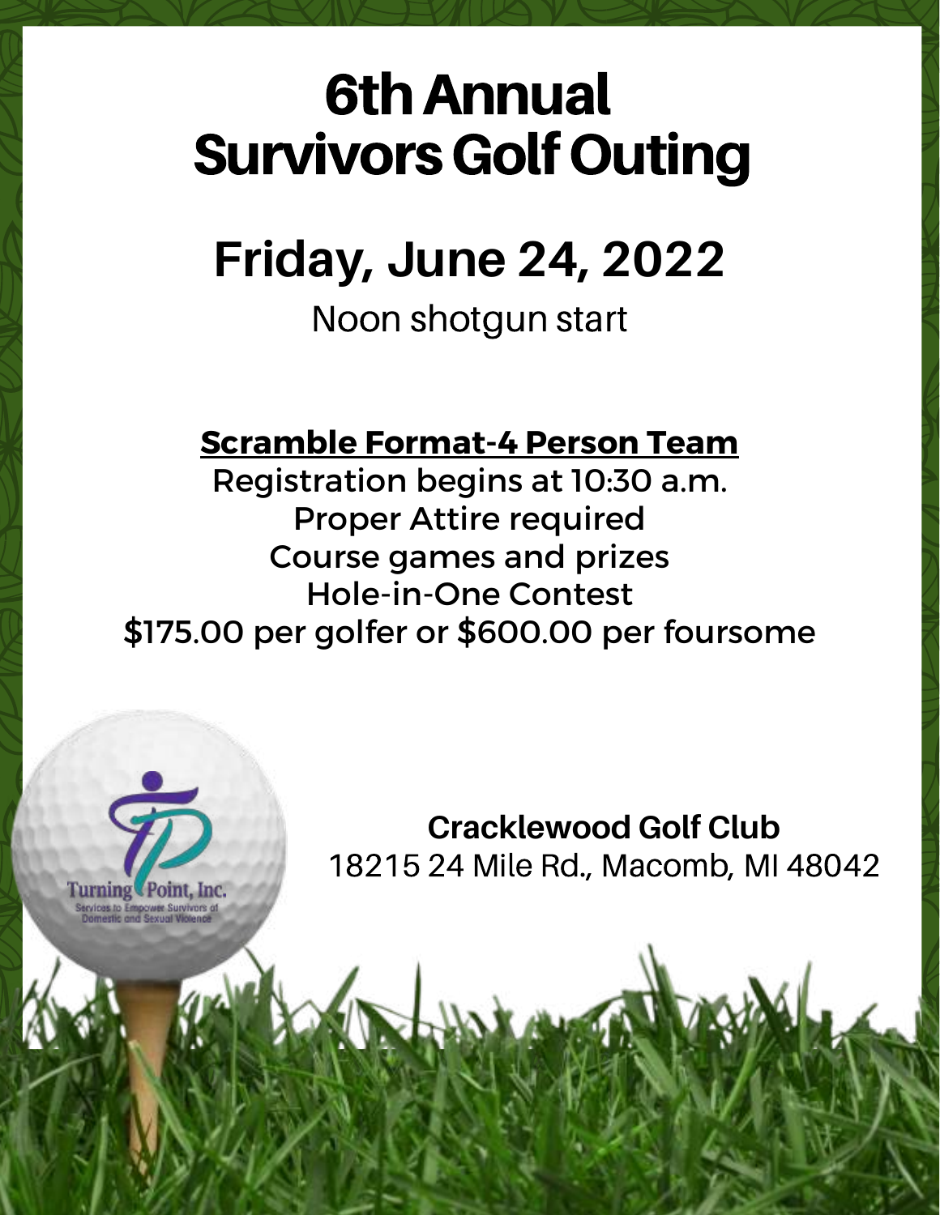# 6th Annual Survivors Golf Outing

## Friday, June 24, 2022

Noon shotgun start

**Scramble Format-4 Person Team**

Registration begins at 10:30 a.m.
Proper Attire required
Course games and prizes
Hole-in-One Contest
$175.00 per golfer or $600.00 per foursome

Turning Point, Inc.
Services to Empower Survivors of Domestic and Sexual Violence

**Cracklewood Golf Club**
18215 24 Mile Rd., Macomb, MI 48042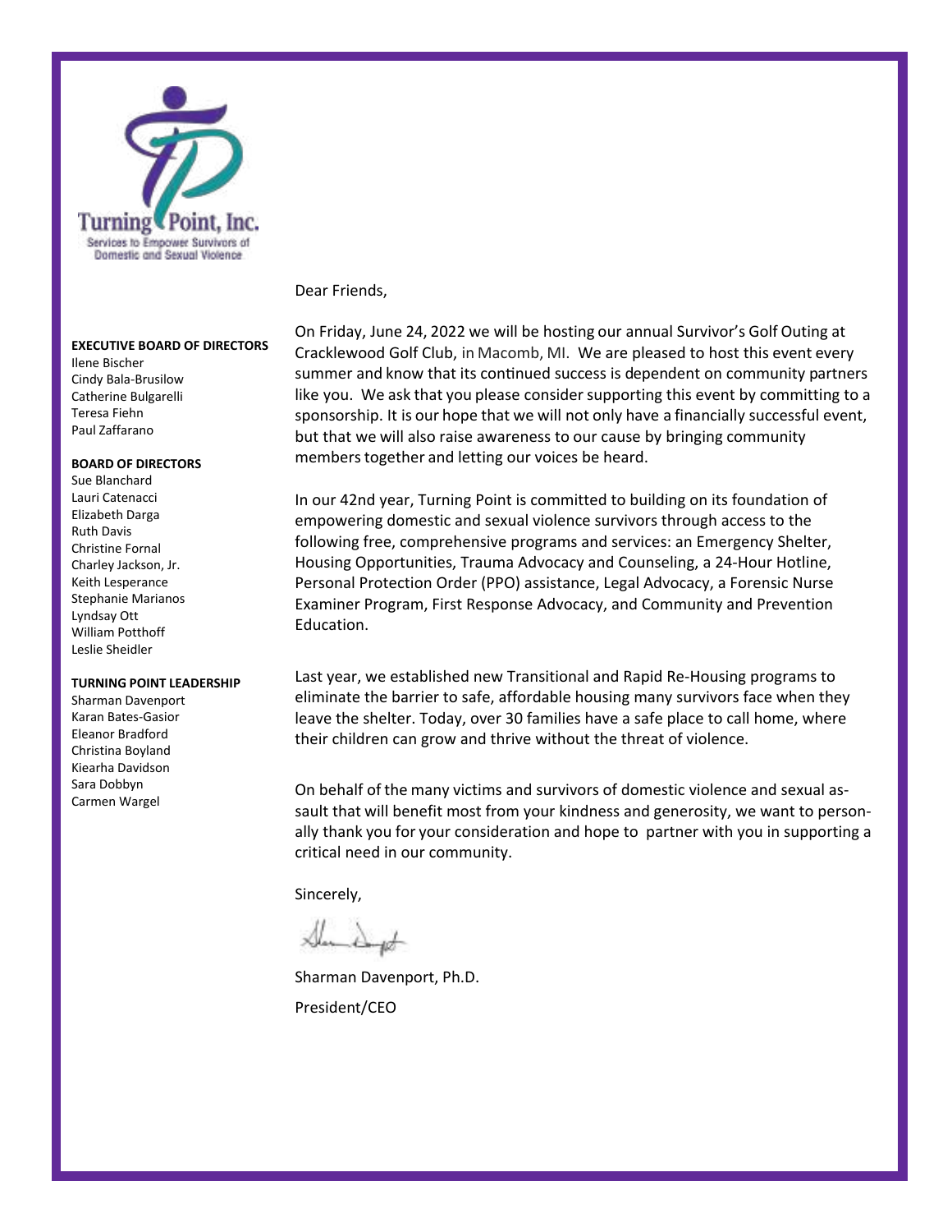Turning Point, Inc.

Services to Empower Survivors of Domestic and Sexual Violence

**EXECUTIVE BOARD OF DIRECTORS**

Ilene Bischer
Cindy Bala-Brusilow
Catherine Bulgarelli
Teresa Fiehn
Paul Zaffarano

**BOARD OF DIRECTORS**

Sue Blanchard
Lauri Catenacci
Elizabeth Darga
Ruth Davis
Christine Fornal
Charley Jackson, Jr.
Keith Lesperance
Stephanie Marianos
Lyndsay Ott
William Potthoff
Leslie Sheidler

**TURNING POINT LEADERSHIP**

Sharman Davenport
Karan Bates-Gasior
Eleanor Bradford
Christina Boyland
Kiearha Davidson
Sara Dobbyn
Carmen Wargel

Dear Friends,

On Friday, June 24, 2022 we will be hosting our annual Survivor's Golf Outing at Cracklewood Golf Club, in Macomb, MI. We are pleased to host this event every summer and know that its continued success is dependent on community partners like you. We ask that you please consider supporting this event by committing to a sponsorship. It is our hope that we will not only have a financially successful event, but that we will also raise awareness to our cause by bringing community members together and letting our voices be heard.

In our 42nd year, Turning Point is committed to building on its foundation of empowering domestic and sexual violence survivors through access to the following free, comprehensive programs and services: an Emergency Shelter, Housing Opportunities, Trauma Advocacy and Counseling, a 24-Hour Hotline, Personal Protection Order (PPO) assistance, Legal Advocacy, a Forensic Nurse Examiner Program, First Response Advocacy, and Community and Prevention Education.

Last year, we established new Transitional and Rapid Re-Housing programs to eliminate the barrier to safe, affordable housing many survivors face when they leave the shelter. Today, over 30 families have a safe place to call home, where their children can grow and thrive without the threat of violence.

On behalf of the many victims and survivors of domestic violence and sexual assault that will benefit most from your kindness and generosity, we want to personally thank you for your consideration and hope to partner with you in supporting a critical need in our community.

Sincerely,

Sharman Davenport, Ph.D.

President/CEO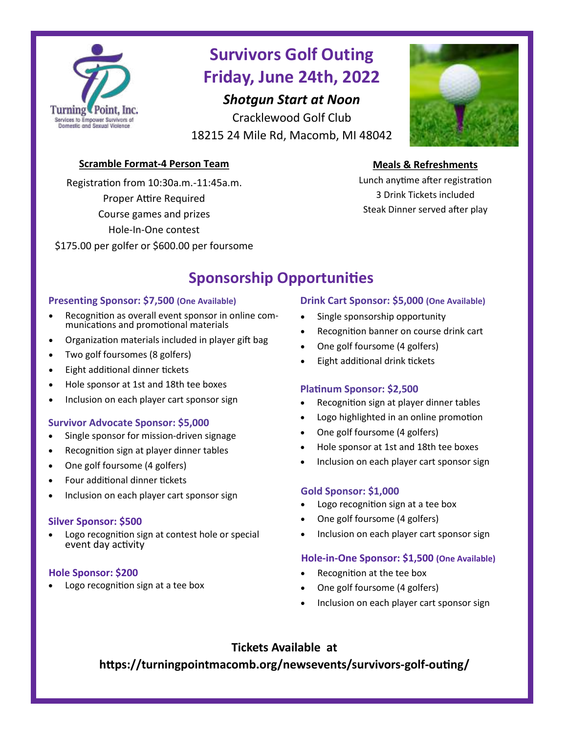# Survivors Golf Outing

# Friday, June 24th, 2022

***Shotgun Start at Noon***

Cracklewood Golf Club

18215 24 Mile Rd, Macomb, MI 48042

**Scramble Format-4 Person Team**

Registration from 10:30a.m.-11:45a.m.

Proper Attire Required

Course games and prizes

Hole-In-One contest

$175.00 per golfer or $600.00 per foursome

**Meals & Refreshments**

Lunch anytime after registration

3 Drink Tickets included

Steak Dinner served after play

## Sponsorship Opportunities

### Presenting Sponsor: $7,500 (One Available)

- Recognition as overall event sponsor in online communications and promotional materials
- Organization materials included in player gift bag
- Two golf foursomes (8 golfers)
- Eight additional dinner tickets
- Hole sponsor at 1st and 18th tee boxes
- Inclusion on each player cart sponsor sign

### Survivor Advocate Sponsor: $5,000

- Single sponsor for mission-driven signage
- Recognition sign at player dinner tables
- One golf foursome (4 golfers)
- Four additional dinner tickets
- Inclusion on each player cart sponsor sign

### Silver Sponsor: $500

- Logo recognition sign at contest hole or special event day activity

### Hole Sponsor: $200

- Logo recognition sign at a tee box

### Drink Cart Sponsor: $5,000 (One Available)

- Single sponsorship opportunity
- Recognition banner on course drink cart
- One golf foursome (4 golfers)
- Eight additional drink tickets

### Platinum Sponsor: $2,500

- Recognition sign at player dinner tables
- Logo highlighted in an online promotion
- One golf foursome (4 golfers)
- Hole sponsor at 1st and 18th tee boxes
- Inclusion on each player cart sponsor sign

### Gold Sponsor: $1,000

- Logo recognition sign at a tee box
- One golf foursome (4 golfers)
- Inclusion on each player cart sponsor sign

### Hole-in-One Sponsor: $1,500 (One Available)

- Recognition at the tee box
- One golf foursome (4 golfers)
- Inclusion on each player cart sponsor sign

**Tickets Available at**

**https://turningpointmacomb.org/newsevents/survivors-golf-outing/**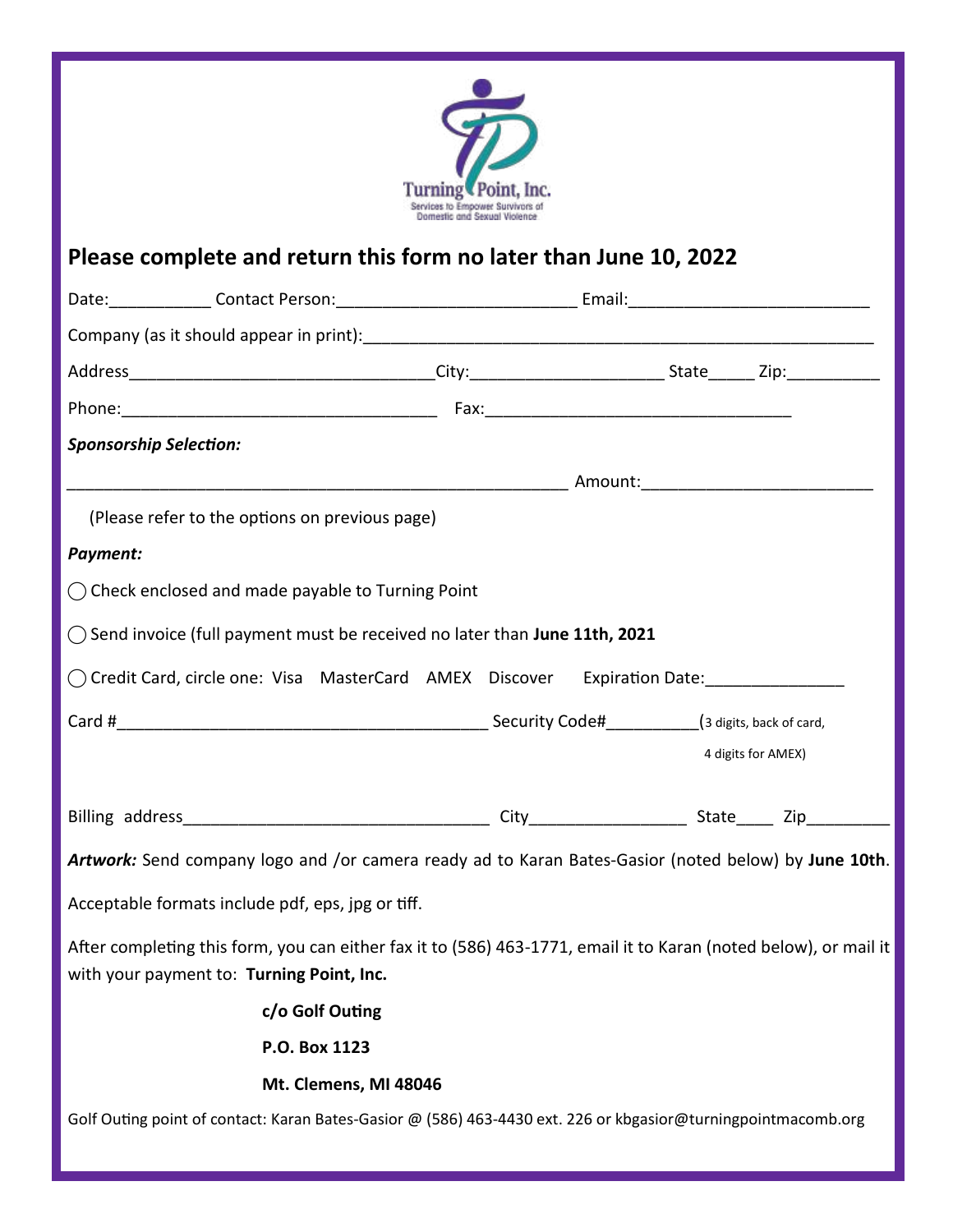Turning Point, Inc.
Services to Empower Survivors of Domestic and Sexual Violence

## Please complete and return this form no later than June 10, 2022

Date:___________ Contact Person:_________________________ Email:_________________________

Company (as it should appear in print):_________________________________________________________

Address________________________________City:____________________ State_____ Zip:__________

Phone:__________________________________ Fax:_________________________________

***Sponsorship Selection:***

_____________________________________________________ Amount:________________________

(Please refer to the options on previous page)

***Payment:***

◯ Check enclosed and made payable to Turning Point

◯ Send invoice (full payment must be received no later than **June 11th, 2021**

◯ Credit Card, circle one: Visa MasterCard AMEX Discover Expiration Date:_______________

Card #_______________________________________ Security Code#__________(3 digits, back of card, 4 digits for AMEX)

Billing address________________________________ City________________ State____ Zip_________

***Artwork:*** Send company logo and /or camera ready ad to Karan Bates-Gasior (noted below) by **June 10th**.

Acceptable formats include pdf, eps, jpg or tiff.

After completing this form, you can either fax it to (586) 463-1771, email it to Karan (noted below), or mail it with your payment to: **Turning Point, Inc.**

**c/o Golf Outing**

**P.O. Box 1123**

**Mt. Clemens, MI 48046**

Golf Outing point of contact: Karan Bates-Gasior @ (586) 463-4430 ext. 226 or kbgasior@turningpointmacomb.org